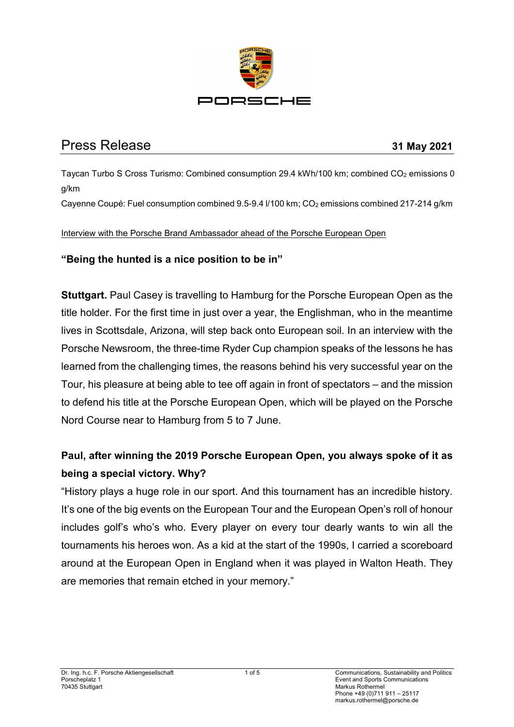# Press Release

**31 May 2021**

Taycan Turbo S Cross Turismo: Combined consumption 29.4 kWh/100 km; combined $CO_2$ emissions 0 g/km

Cayenne Coupé: Fuel consumption combined 9.5-9.4 l/100 km; $CO_2$ emissions combined 217-214 g/km

Interview with the Porsche Brand Ambassador ahead of the Porsche European Open

## "Being the hunted is a nice position to be in"

**Stuttgart.** Paul Casey is travelling to Hamburg for the Porsche European Open as the title holder. For the first time in just over a year, the Englishman, who in the meantime lives in Scottsdale, Arizona, will step back onto European soil. In an interview with the Porsche Newsroom, the three-time Ryder Cup champion speaks of the lessons he has learned from the challenging times, the reasons behind his very successful year on the Tour, his pleasure at being able to tee off again in front of spectators – and the mission to defend his title at the Porsche European Open, which will be played on the Porsche Nord Course near to Hamburg from 5 to 7 June.

**Paul, after winning the 2019 Porsche European Open, you always spoke of it as being a special victory. Why?**

"History plays a huge role in our sport. And this tournament has an incredible history. It's one of the big events on the European Tour and the European Open's roll of honour includes golf's who's who. Every player on every tour dearly wants to win all the tournaments his heroes won. As a kid at the start of the 1990s, I carried a scoreboard around at the European Open in England when it was played in Walton Heath. They are memories that remain etched in your memory."

Dr. Ing. h.c. F. Porsche Aktiengesellschaft
Porscheplatz 1
70435 Stuttgart

Communications, Sustainability and Politics
Event and Sports Communications
Markus Rothermel
Phone +49 (0)711 911 – 25117
markus.rothermel@porsche.de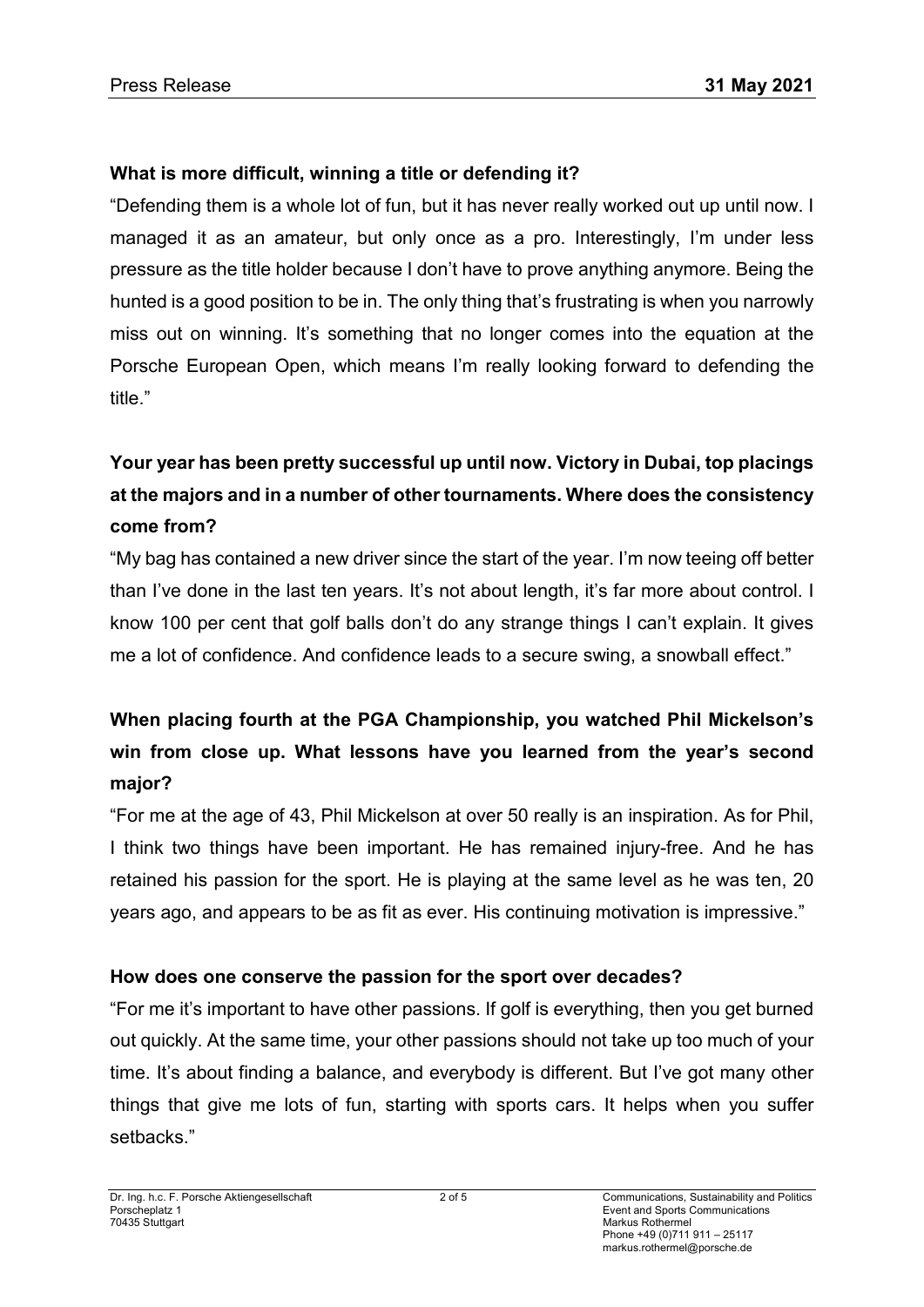**What is more difficult, winning a title or defending it?**

"Defending them is a whole lot of fun, but it has never really worked out up until now. I managed it as an amateur, but only once as a pro. Interestingly, I'm under less pressure as the title holder because I don't have to prove anything anymore. Being the hunted is a good position to be in. The only thing that's frustrating is when you narrowly miss out on winning. It's something that no longer comes into the equation at the Porsche European Open, which means I'm really looking forward to defending the title."

**Your year has been pretty successful up until now. Victory in Dubai, top placings at the majors and in a number of other tournaments. Where does the consistency come from?**

"My bag has contained a new driver since the start of the year. I'm now teeing off better than I've done in the last ten years. It's not about length, it's far more about control. I know 100 per cent that golf balls don't do any strange things I can't explain. It gives me a lot of confidence. And confidence leads to a secure swing, a snowball effect."

**When placing fourth at the PGA Championship, you watched Phil Mickelson's win from close up. What lessons have you learned from the year's second major?**

"For me at the age of 43, Phil Mickelson at over 50 really is an inspiration. As for Phil, I think two things have been important. He has remained injury-free. And he has retained his passion for the sport. He is playing at the same level as he was ten, 20 years ago, and appears to be as fit as ever. His continuing motivation is impressive."

**How does one conserve the passion for the sport over decades?**

"For me it's important to have other passions. If golf is everything, then you get burned out quickly. At the same time, your other passions should not take up too much of your time. It's about finding a balance, and everybody is different. But I've got many other things that give me lots of fun, starting with sports cars. It helps when you suffer setbacks."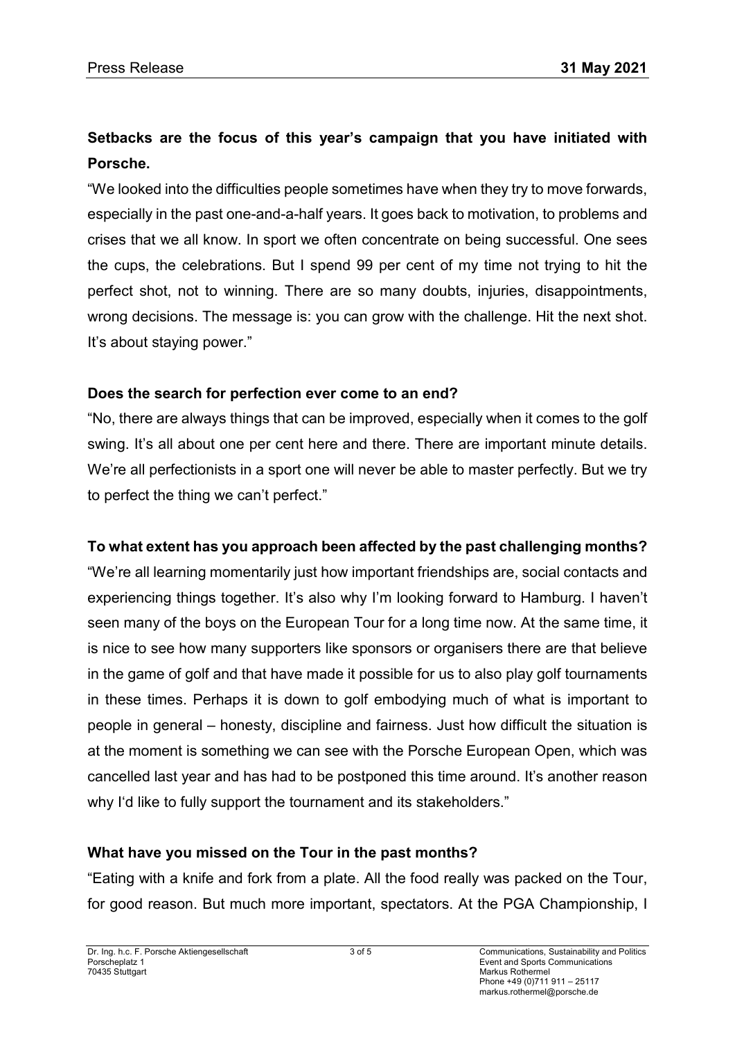**Setbacks are the focus of this year's campaign that you have initiated with Porsche.**

"We looked into the difficulties people sometimes have when they try to move forwards, especially in the past one-and-a-half years. It goes back to motivation, to problems and crises that we all know. In sport we often concentrate on being successful. One sees the cups, the celebrations. But I spend 99 per cent of my time not trying to hit the perfect shot, not to winning. There are so many doubts, injuries, disappointments, wrong decisions. The message is: you can grow with the challenge. Hit the next shot. It's about staying power."

**Does the search for perfection ever come to an end?**

"No, there are always things that can be improved, especially when it comes to the golf swing. It's all about one per cent here and there. There are important minute details. We're all perfectionists in a sport one will never be able to master perfectly. But we try to perfect the thing we can't perfect."

**To what extent has you approach been affected by the past challenging months?**

"We're all learning momentarily just how important friendships are, social contacts and experiencing things together. It's also why I'm looking forward to Hamburg. I haven't seen many of the boys on the European Tour for a long time now. At the same time, it is nice to see how many supporters like sponsors or organisers there are that believe in the game of golf and that have made it possible for us to also play golf tournaments in these times. Perhaps it is down to golf embodying much of what is important to people in general – honesty, discipline and fairness. Just how difficult the situation is at the moment is something we can see with the Porsche European Open, which was cancelled last year and has had to be postponed this time around. It's another reason why I'd like to fully support the tournament and its stakeholders."

**What have you missed on the Tour in the past months?**

"Eating with a knife and fork from a plate. All the food really was packed on the Tour, for good reason. But much more important, spectators. At the PGA Championship, I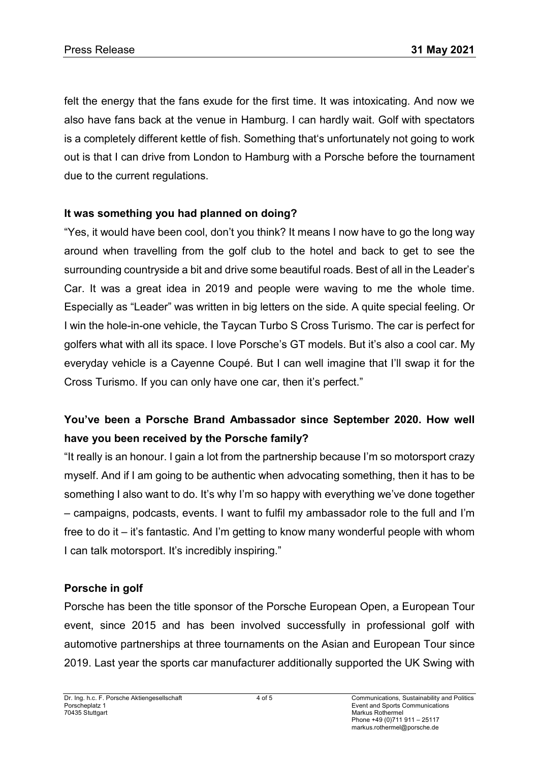felt the energy that the fans exude for the first time. It was intoxicating. And now we also have fans back at the venue in Hamburg. I can hardly wait. Golf with spectators is a completely different kettle of fish. Something that's unfortunately not going to work out is that I can drive from London to Hamburg with a Porsche before the tournament due to the current regulations.

**It was something you had planned on doing?**

"Yes, it would have been cool, don't you think? It means I now have to go the long way around when travelling from the golf club to the hotel and back to get to see the surrounding countryside a bit and drive some beautiful roads. Best of all in the Leader's Car. It was a great idea in 2019 and people were waving to me the whole time. Especially as "Leader" was written in big letters on the side. A quite special feeling. Or I win the hole-in-one vehicle, the Taycan Turbo S Cross Turismo. The car is perfect for golfers what with all its space. I love Porsche's GT models. But it's also a cool car. My everyday vehicle is a Cayenne Coupé. But I can well imagine that I'll swap it for the Cross Turismo. If you can only have one car, then it's perfect."

**You've been a Porsche Brand Ambassador since September 2020. How well have you been received by the Porsche family?**

"It really is an honour. I gain a lot from the partnership because I'm so motorsport crazy myself. And if I am going to be authentic when advocating something, then it has to be something I also want to do. It's why I'm so happy with everything we've done together – campaigns, podcasts, events. I want to fulfil my ambassador role to the full and I'm free to do it – it's fantastic. And I'm getting to know many wonderful people with whom I can talk motorsport. It's incredibly inspiring."

**Porsche in golf**

Porsche has been the title sponsor of the Porsche European Open, a European Tour event, since 2015 and has been involved successfully in professional golf with automotive partnerships at three tournaments on the Asian and European Tour since 2019. Last year the sports car manufacturer additionally supported the UK Swing with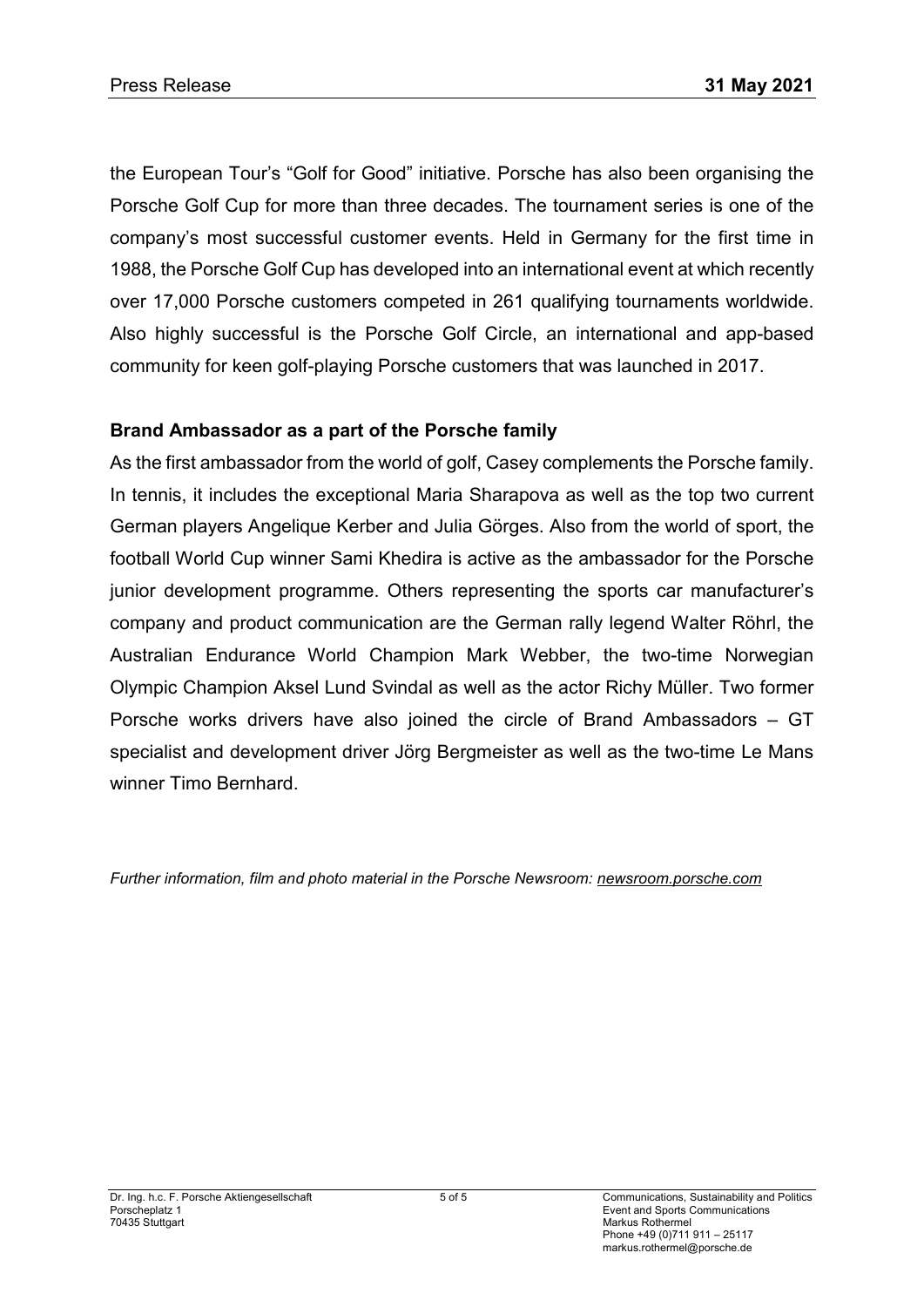the European Tour's "Golf for Good" initiative. Porsche has also been organising the Porsche Golf Cup for more than three decades. The tournament series is one of the company's most successful customer events. Held in Germany for the first time in 1988, the Porsche Golf Cup has developed into an international event at which recently over 17,000 Porsche customers competed in 261 qualifying tournaments worldwide. Also highly successful is the Porsche Golf Circle, an international and app-based community for keen golf-playing Porsche customers that was launched in 2017.

## Brand Ambassador as a part of the Porsche family

As the first ambassador from the world of golf, Casey complements the Porsche family. In tennis, it includes the exceptional Maria Sharapova as well as the top two current German players Angelique Kerber and Julia Görges. Also from the world of sport, the football World Cup winner Sami Khedira is active as the ambassador for the Porsche junior development programme. Others representing the sports car manufacturer's company and product communication are the German rally legend Walter Röhrl, the Australian Endurance World Champion Mark Webber, the two-time Norwegian Olympic Champion Aksel Lund Svindal as well as the actor Richy Müller. Two former Porsche works drivers have also joined the circle of Brand Ambassadors – GT specialist and development driver Jörg Bergmeister as well as the two-time Le Mans winner Timo Bernhard.

*Further information, film and photo material in the Porsche Newsroom: newsroom.porsche.com*